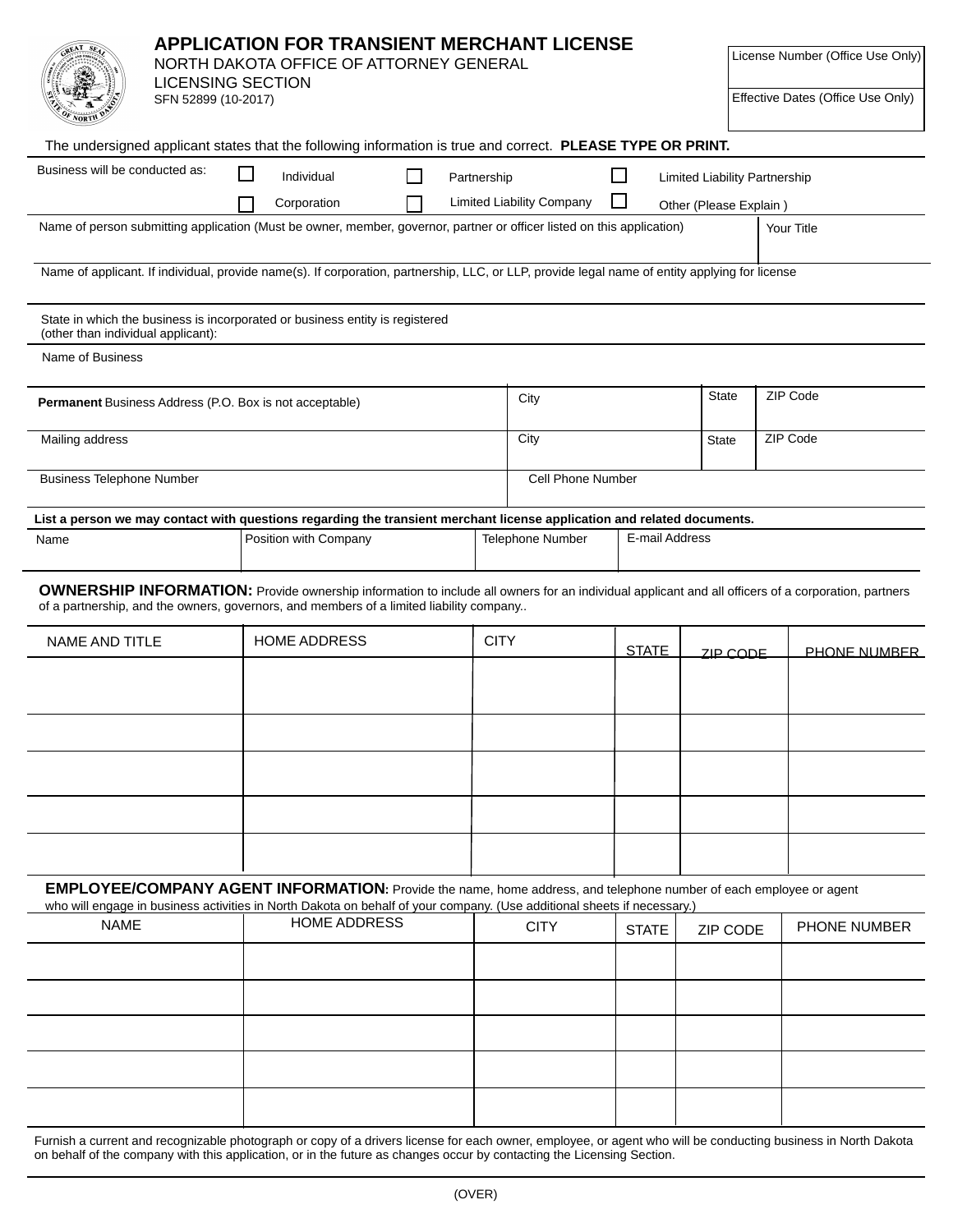# APPLICATION FOR TRANSIENT MERCHANT LICENSE

NORTH DAKOTA OFFICE OF ATTORNEY GENERAL
LICENSING SECTION
SFN 52899 (10-2017)

| License Number (Office Use Only) |
|---|
| Effective Dates (Office Use Only) |

The undersigned applicant states that the following information is true and correct. **PLEASE TYPE OR PRINT.**

Business will be conducted as:
- ☐ Individual
- ☐ Partnership
- ☐ Limited Liability Partnership
- ☐ Corporation
- ☐ Limited Liability Company
- ☐ Other (Please Explain )

| Name of person submitting application (Must be owner, member, governor, partner or officer listed on this application) | Your Title |
|---|---|
| | |

Name of applicant. If individual, provide name(s). If corporation, partnership, LLC, or LLP, provide legal name of entity applying for license

State in which the business is incorporated or business entity is registered (other than individual applicant):

Name of Business

| **Permanent** Business Address (P.O. Box is not acceptable) | City | State | ZIP Code |
|---|---|---|---|
| Mailing address | City | State | ZIP Code |

| Business Telephone Number | Cell Phone Number |
|---|---|
| | |

**List a person we may contact with questions regarding the transient merchant license application and related documents.**

| Name | Position with Company | Telephone Number | E-mail Address |
|---|---|---|---|
| | | | |

**OWNERSHIP INFORMATION:** Provide ownership information to include all owners for an individual applicant and all officers of a corporation, partners of a partnership, and the owners, governors, and members of a limited liability company..

| NAME AND TITLE | HOME ADDRESS | CITY | STATE | ZIP CODE | PHONE NUMBER |
|---|---|---|---|---|---|
| | | | | | |
| | | | | | |
| | | | | | |
| | | | | | |
| | | | | | |

**EMPLOYEE/COMPANY AGENT INFORMATION:** Provide the name, home address, and telephone number of each employee or agent who will engage in business activities in North Dakota on behalf of your company. (Use additional sheets if necessary.)

| NAME | HOME ADDRESS | CITY | STATE | ZIP CODE | PHONE NUMBER |
|---|---|---|---|---|---|
| | | | | | |
| | | | | | |
| | | | | | |
| | | | | | |
| | | | | | |

Furnish a current and recognizable photograph or copy of a drivers license for each owner, employee, or agent who will be conducting business in North Dakota on behalf of the company with this application, or in the future as changes occur by contacting the Licensing Section.

(OVER)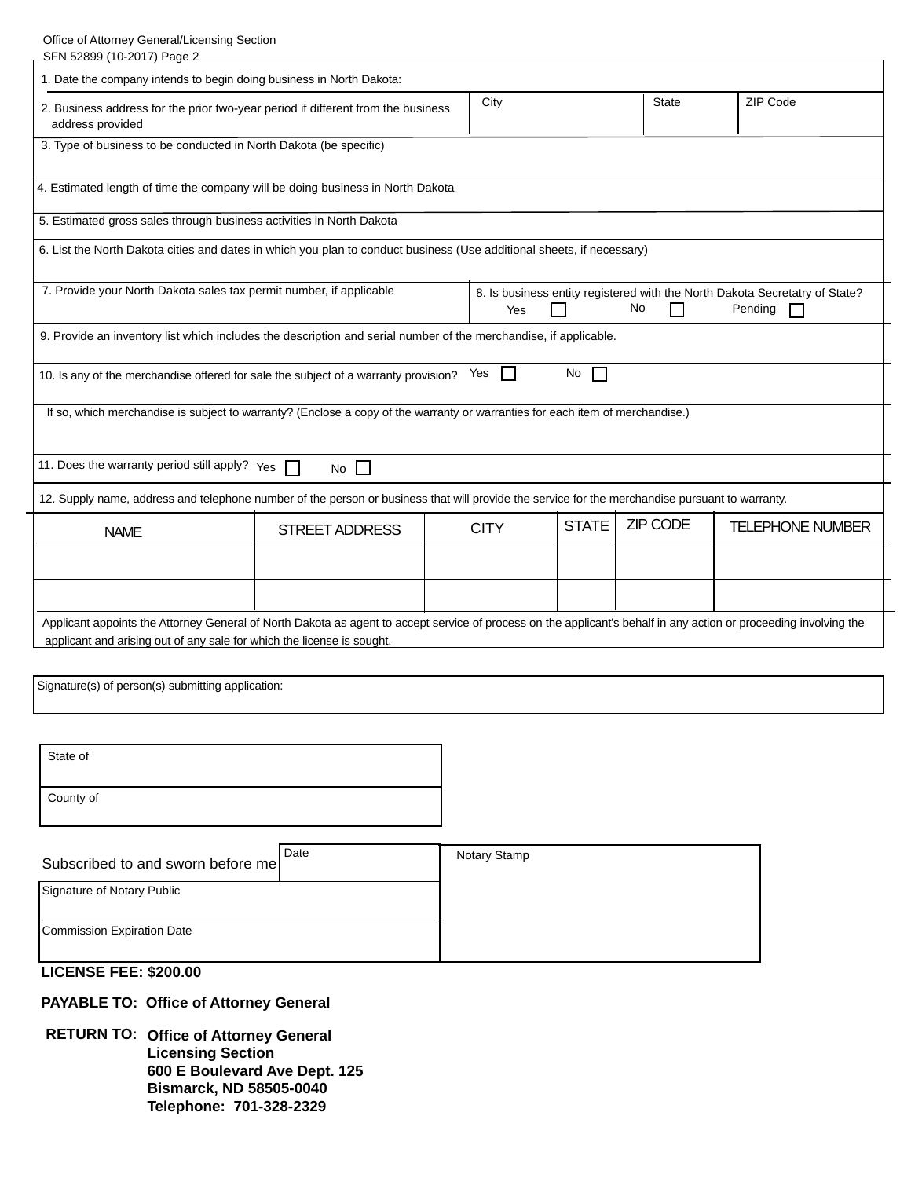Office of Attorney General/Licensing Section

1. Date the company intends to begin doing business in North Dakota:

| 2. Business address for the prior two-year period if different from the business address provided | City | State | ZIP Code |
|---|---|---|---|
| | | | |

3. Type of business to be conducted in North Dakota (be specific)

4. Estimated length of time the company will be doing business in North Dakota

5. Estimated gross sales through business activities in North Dakota

6. List the North Dakota cities and dates in which you plan to conduct business (Use additional sheets, if necessary)

7. Provide your North Dakota sales tax permit number, if applicable

8. Is business entity registered with the North Dakota Secretatry of State? Yes ☐ No ☐ Pending ☐

9. Provide an inventory list which includes the description and serial number of the merchandise, if applicable.

10. Is any of the merchandise offered for sale the subject of a warranty provision? Yes ☐ No ☐

If so, which merchandise is subject to warranty? (Enclose a copy of the warranty or warranties for each item of merchandise.)

11. Does the warranty period still apply? Yes ☐ No ☐

12. Supply name, address and telephone number of the person or business that will provide the service for the merchandise pursuant to warranty.

| NAME | STREET ADDRESS | CITY | STATE | ZIP CODE | TELEPHONE NUMBER |
|---|---|---|---|---|---|
| | | | | | |
| | | | | | |

Applicant appoints the Attorney General of North Dakota as agent to accept service of process on the applicant's behalf in any action or proceeding involving the applicant and arising out of any sale for which the license is sought.

Signature(s) of person(s) submitting application:

State of

County of

| Subscribed to and sworn before me | Date | Notary Stamp |
|---|---|---|
| Signature of Notary Public | | |
| Commission Expiration Date | | |

**LICENSE FEE: $200.00**

**PAYABLE TO: Office of Attorney General**

**RETURN TO: Office of Attorney General**
**Licensing Section**
**600 E Boulevard Ave Dept. 125**
**Bismarck, ND 58505-0040**
**Telephone: 701-328-2329**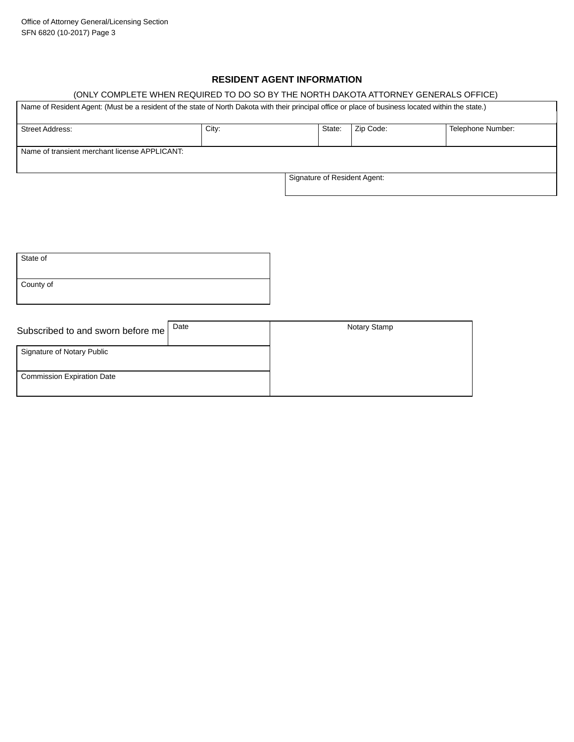## RESIDENT AGENT INFORMATION

(ONLY COMPLETE WHEN REQUIRED TO DO SO BY THE NORTH DAKOTA ATTORNEY GENERALS OFFICE)

| | | | | |
|---|---|---|---|---|
| Name of Resident Agent: (Must be a resident of the state of North Dakota with their principal office or place of business located within the state.) | | | | |
| Street Address: | City: | State: | Zip Code: | Telephone Number: |
| Name of transient merchant license APPLICANT: | | | | |
| | | Signature of Resident Agent: | | |

| |
|---|
| State of |
| County of |

| | | |
|---|---|---|
| Subscribed to and sworn before me | Date | Notary Stamp |
| Signature of Notary Public | | |
| Commission Expiration Date | | |